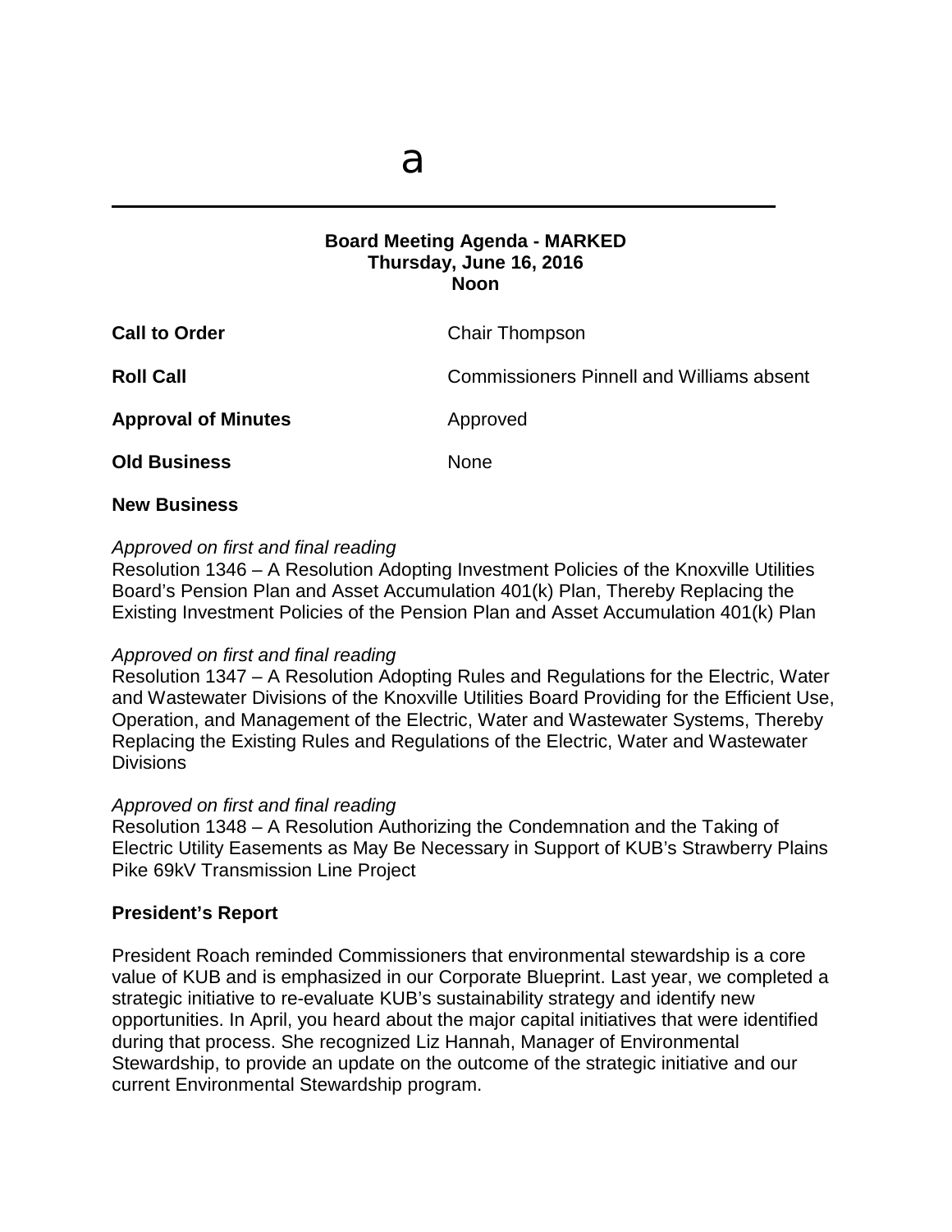a

---

**Board Meeting Agenda - MARKED**
**Thursday, June 16, 2016**
**Noon**

| | |
|---|---|
| **Call to Order** | Chair Thompson |
| **Roll Call** | Commissioners Pinnell and Williams absent |
| **Approval of Minutes** | Approved |
| **Old Business** | None |

**New Business**

*Approved on first and final reading*
Resolution 1346 – A Resolution Adopting Investment Policies of the Knoxville Utilities Board's Pension Plan and Asset Accumulation 401(k) Plan, Thereby Replacing the Existing Investment Policies of the Pension Plan and Asset Accumulation 401(k) Plan

*Approved on first and final reading*
Resolution 1347 – A Resolution Adopting Rules and Regulations for the Electric, Water and Wastewater Divisions of the Knoxville Utilities Board Providing for the Efficient Use, Operation, and Management of the Electric, Water and Wastewater Systems, Thereby Replacing the Existing Rules and Regulations of the Electric, Water and Wastewater Divisions

*Approved on first and final reading*
Resolution 1348 – A Resolution Authorizing the Condemnation and the Taking of Electric Utility Easements as May Be Necessary in Support of KUB's Strawberry Plains Pike 69kV Transmission Line Project

**President's Report**

President Roach reminded Commissioners that environmental stewardship is a core value of KUB and is emphasized in our Corporate Blueprint. Last year, we completed a strategic initiative to re-evaluate KUB's sustainability strategy and identify new opportunities. In April, you heard about the major capital initiatives that were identified during that process. She recognized Liz Hannah, Manager of Environmental Stewardship, to provide an update on the outcome of the strategic initiative and our current Environmental Stewardship program.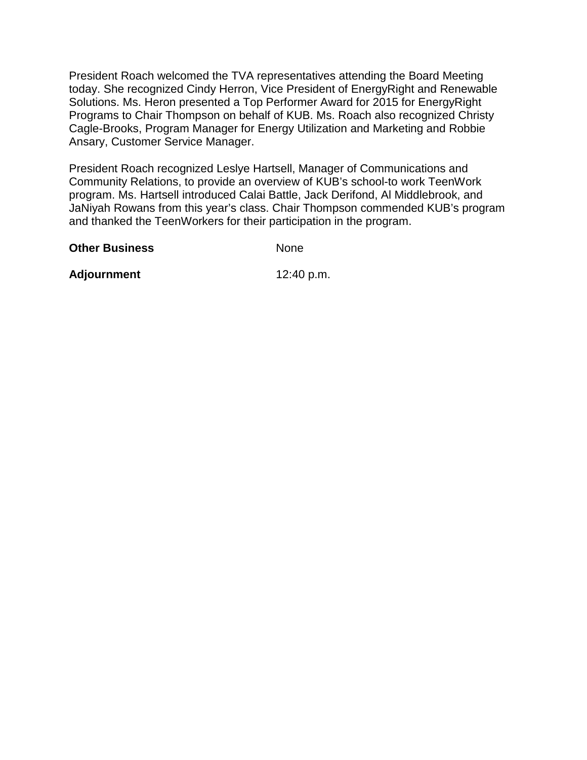President Roach welcomed the TVA representatives attending the Board Meeting today. She recognized Cindy Herron, Vice President of EnergyRight and Renewable Solutions. Ms. Heron presented a Top Performer Award for 2015 for EnergyRight Programs to Chair Thompson on behalf of KUB. Ms. Roach also recognized Christy Cagle-Brooks, Program Manager for Energy Utilization and Marketing and Robbie Ansary, Customer Service Manager.

President Roach recognized Leslye Hartsell, Manager of Communications and Community Relations, to provide an overview of KUB's school-to work TeenWork program. Ms. Hartsell introduced Calai Battle, Jack Derifond, Al Middlebrook, and JaNiyah Rowans from this year's class. Chair Thompson commended KUB's program and thanked the TeenWorkers for their participation in the program.

**Other Business** None

**Adjournment** 12:40 p.m.